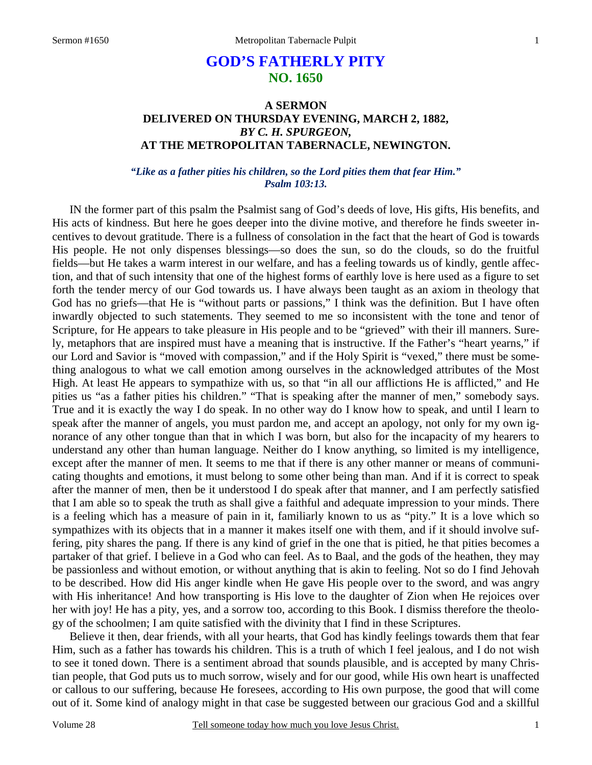# GOD'S FATHERLY PITY
## NO. 1650

### A SERMON
### DELIVERED ON THURSDAY EVENING, MARCH 2, 1882,
### *BY C. H. SPURGEON,*
### AT THE METROPOLITAN TABERNACLE, NEWINGTON.

***"Like as a father pities his children, so the Lord pities them that fear Him."***
***Psalm 103:13.***

IN the former part of this psalm the Psalmist sang of God's deeds of love, His gifts, His benefits, and His acts of kindness. But here he goes deeper into the divine motive, and therefore he finds sweeter incentives to devout gratitude. There is a fullness of consolation in the fact that the heart of God is towards His people. He not only dispenses blessings—so does the sun, so do the clouds, so do the fruitful fields—but He takes a warm interest in our welfare, and has a feeling towards us of kindly, gentle affection, and that of such intensity that one of the highest forms of earthly love is here used as a figure to set forth the tender mercy of our God towards us. I have always been taught as an axiom in theology that God has no griefs—that He is "without parts or passions," I think was the definition. But I have often inwardly objected to such statements. They seemed to me so inconsistent with the tone and tenor of Scripture, for He appears to take pleasure in His people and to be "grieved" with their ill manners. Surely, metaphors that are inspired must have a meaning that is instructive. If the Father's "heart yearns," if our Lord and Savior is "moved with compassion," and if the Holy Spirit is "vexed," there must be something analogous to what we call emotion among ourselves in the acknowledged attributes of the Most High. At least He appears to sympathize with us, so that "in all our afflictions He is afflicted," and He pities us "as a father pities his children." "That is speaking after the manner of men," somebody says. True and it is exactly the way I do speak. In no other way do I know how to speak, and until I learn to speak after the manner of angels, you must pardon me, and accept an apology, not only for my own ignorance of any other tongue than that in which I was born, but also for the incapacity of my hearers to understand any other than human language. Neither do I know anything, so limited is my intelligence, except after the manner of men. It seems to me that if there is any other manner or means of communicating thoughts and emotions, it must belong to some other being than man. And if it is correct to speak after the manner of men, then be it understood I do speak after that manner, and I am perfectly satisfied that I am able so to speak the truth as shall give a faithful and adequate impression to your minds. There is a feeling which has a measure of pain in it, familiarly known to us as "pity." It is a love which so sympathizes with its objects that in a manner it makes itself one with them, and if it should involve suffering, pity shares the pang. If there is any kind of grief in the one that is pitied, he that pities becomes a partaker of that grief. I believe in a God who can feel. As to Baal, and the gods of the heathen, they may be passionless and without emotion, or without anything that is akin to feeling. Not so do I find Jehovah to be described. How did His anger kindle when He gave His people over to the sword, and was angry with His inheritance! And how transporting is His love to the daughter of Zion when He rejoices over her with joy! He has a pity, yes, and a sorrow too, according to this Book. I dismiss therefore the theology of the schoolmen; I am quite satisfied with the divinity that I find in these Scriptures.

Believe it then, dear friends, with all your hearts, that God has kindly feelings towards them that fear Him, such as a father has towards his children. This is a truth of which I feel jealous, and I do not wish to see it toned down. There is a sentiment abroad that sounds plausible, and is accepted by many Christian people, that God puts us to much sorrow, wisely and for our good, while His own heart is unaffected or callous to our suffering, because He foresees, according to His own purpose, the good that will come out of it. Some kind of analogy might in that case be suggested between our gracious God and a skillful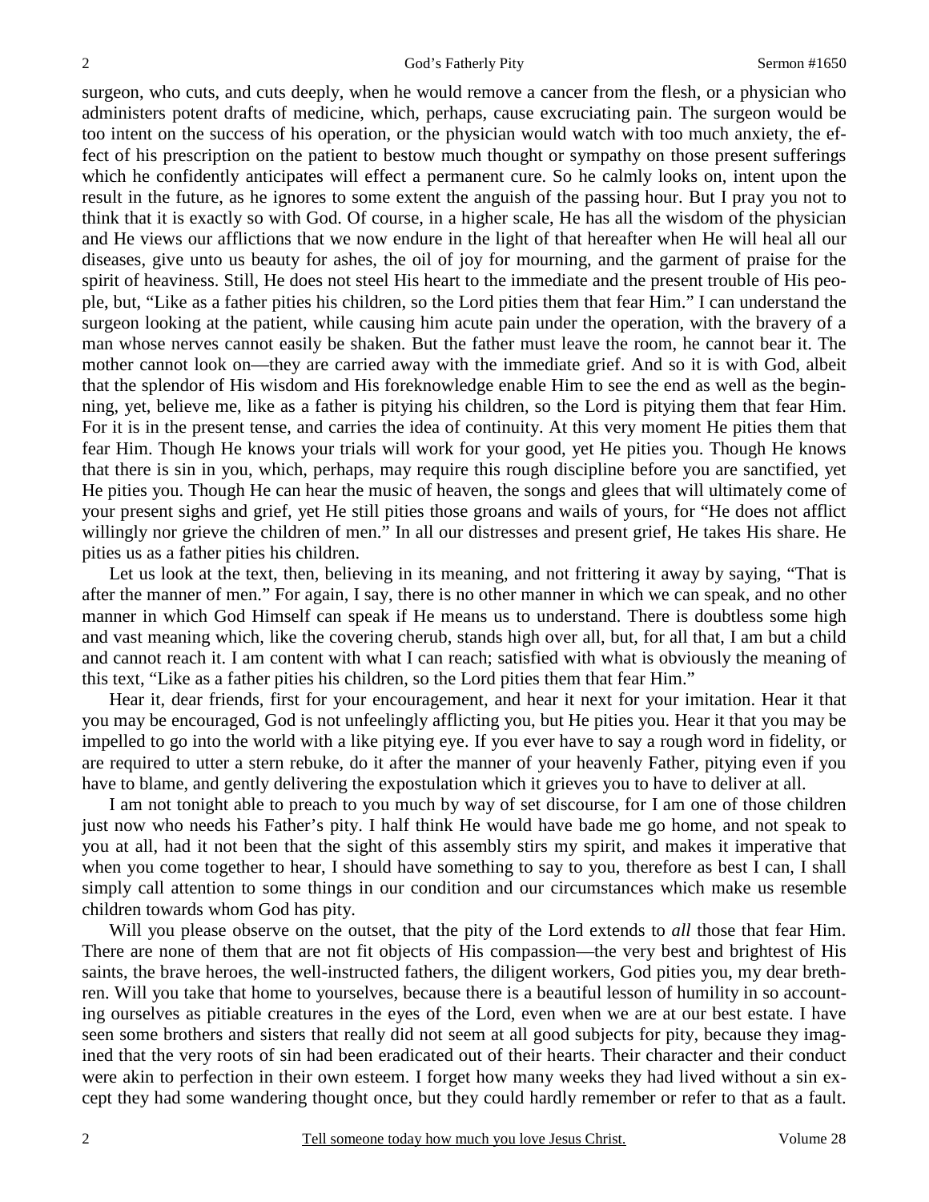surgeon, who cuts, and cuts deeply, when he would remove a cancer from the flesh, or a physician who administers potent drafts of medicine, which, perhaps, cause excruciating pain. The surgeon would be too intent on the success of his operation, or the physician would watch with too much anxiety, the effect of his prescription on the patient to bestow much thought or sympathy on those present sufferings which he confidently anticipates will effect a permanent cure. So he calmly looks on, intent upon the result in the future, as he ignores to some extent the anguish of the passing hour. But I pray you not to think that it is exactly so with God. Of course, in a higher scale, He has all the wisdom of the physician and He views our afflictions that we now endure in the light of that hereafter when He will heal all our diseases, give unto us beauty for ashes, the oil of joy for mourning, and the garment of praise for the spirit of heaviness. Still, He does not steel His heart to the immediate and the present trouble of His people, but, "Like as a father pities his children, so the Lord pities them that fear Him." I can understand the surgeon looking at the patient, while causing him acute pain under the operation, with the bravery of a man whose nerves cannot easily be shaken. But the father must leave the room, he cannot bear it. The mother cannot look on—they are carried away with the immediate grief. And so it is with God, albeit that the splendor of His wisdom and His foreknowledge enable Him to see the end as well as the beginning, yet, believe me, like as a father is pitying his children, so the Lord is pitying them that fear Him. For it is in the present tense, and carries the idea of continuity. At this very moment He pities them that fear Him. Though He knows your trials will work for your good, yet He pities you. Though He knows that there is sin in you, which, perhaps, may require this rough discipline before you are sanctified, yet He pities you. Though He can hear the music of heaven, the songs and glees that will ultimately come of your present sighs and grief, yet He still pities those groans and wails of yours, for "He does not afflict willingly nor grieve the children of men." In all our distresses and present grief, He takes His share. He pities us as a father pities his children.

Let us look at the text, then, believing in its meaning, and not frittering it away by saying, "That is after the manner of men." For again, I say, there is no other manner in which we can speak, and no other manner in which God Himself can speak if He means us to understand. There is doubtless some high and vast meaning which, like the covering cherub, stands high over all, but, for all that, I am but a child and cannot reach it. I am content with what I can reach; satisfied with what is obviously the meaning of this text, "Like as a father pities his children, so the Lord pities them that fear Him."

Hear it, dear friends, first for your encouragement, and hear it next for your imitation. Hear it that you may be encouraged, God is not unfeelingly afflicting you, but He pities you. Hear it that you may be impelled to go into the world with a like pitying eye. If you ever have to say a rough word in fidelity, or are required to utter a stern rebuke, do it after the manner of your heavenly Father, pitying even if you have to blame, and gently delivering the expostulation which it grieves you to have to deliver at all.

I am not tonight able to preach to you much by way of set discourse, for I am one of those children just now who needs his Father's pity. I half think He would have bade me go home, and not speak to you at all, had it not been that the sight of this assembly stirs my spirit, and makes it imperative that when you come together to hear, I should have something to say to you, therefore as best I can, I shall simply call attention to some things in our condition and our circumstances which make us resemble children towards whom God has pity.

Will you please observe on the outset, that the pity of the Lord extends to *all* those that fear Him. There are none of them that are not fit objects of His compassion—the very best and brightest of His saints, the brave heroes, the well-instructed fathers, the diligent workers, God pities you, my dear brethren. Will you take that home to yourselves, because there is a beautiful lesson of humility in so accounting ourselves as pitiable creatures in the eyes of the Lord, even when we are at our best estate. I have seen some brothers and sisters that really did not seem at all good subjects for pity, because they imagined that the very roots of sin had been eradicated out of their hearts. Their character and their conduct were akin to perfection in their own esteem. I forget how many weeks they had lived without a sin except they had some wandering thought once, but they could hardly remember or refer to that as a fault.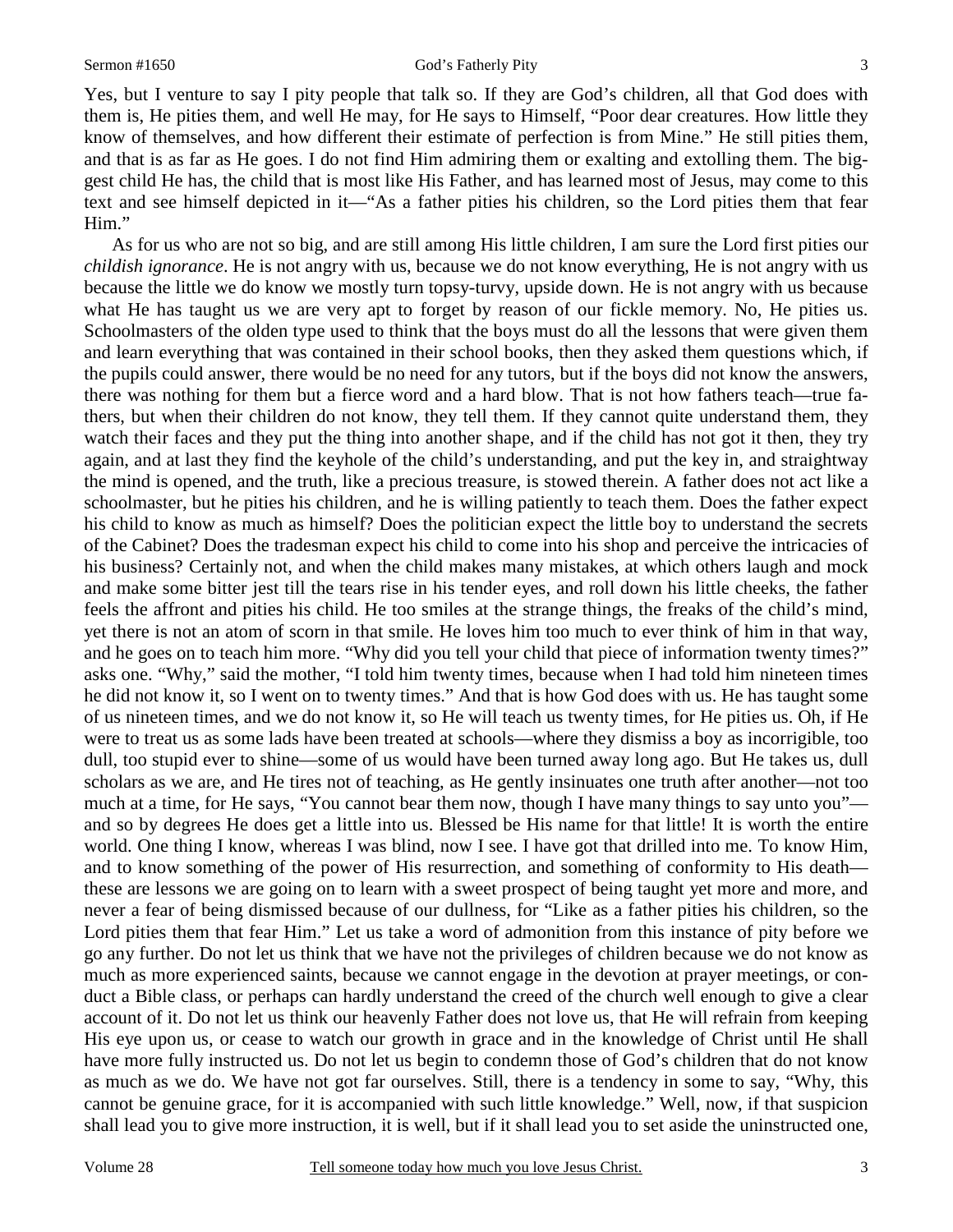Yes, but I venture to say I pity people that talk so. If they are God's children, all that God does with them is, He pities them, and well He may, for He says to Himself, "Poor dear creatures. How little they know of themselves, and how different their estimate of perfection is from Mine." He still pities them, and that is as far as He goes. I do not find Him admiring them or exalting and extolling them. The biggest child He has, the child that is most like His Father, and has learned most of Jesus, may come to this text and see himself depicted in it—"As a father pities his children, so the Lord pities them that fear Him."

As for us who are not so big, and are still among His little children, I am sure the Lord first pities our *childish ignorance*. He is not angry with us, because we do not know everything, He is not angry with us because the little we do know we mostly turn topsy-turvy, upside down. He is not angry with us because what He has taught us we are very apt to forget by reason of our fickle memory. No, He pities us. Schoolmasters of the olden type used to think that the boys must do all the lessons that were given them and learn everything that was contained in their school books, then they asked them questions which, if the pupils could answer, there would be no need for any tutors, but if the boys did not know the answers, there was nothing for them but a fierce word and a hard blow. That is not how fathers teach—true fathers, but when their children do not know, they tell them. If they cannot quite understand them, they watch their faces and they put the thing into another shape, and if the child has not got it then, they try again, and at last they find the keyhole of the child's understanding, and put the key in, and straightway the mind is opened, and the truth, like a precious treasure, is stowed therein. A father does not act like a schoolmaster, but he pities his children, and he is willing patiently to teach them. Does the father expect his child to know as much as himself? Does the politician expect the little boy to understand the secrets of the Cabinet? Does the tradesman expect his child to come into his shop and perceive the intricacies of his business? Certainly not, and when the child makes many mistakes, at which others laugh and mock and make some bitter jest till the tears rise in his tender eyes, and roll down his little cheeks, the father feels the affront and pities his child. He too smiles at the strange things, the freaks of the child's mind, yet there is not an atom of scorn in that smile. He loves him too much to ever think of him in that way, and he goes on to teach him more. "Why did you tell your child that piece of information twenty times?" asks one. "Why," said the mother, "I told him twenty times, because when I had told him nineteen times he did not know it, so I went on to twenty times." And that is how God does with us. He has taught some of us nineteen times, and we do not know it, so He will teach us twenty times, for He pities us. Oh, if He were to treat us as some lads have been treated at schools—where they dismiss a boy as incorrigible, too dull, too stupid ever to shine—some of us would have been turned away long ago. But He takes us, dull scholars as we are, and He tires not of teaching, as He gently insinuates one truth after another—not too much at a time, for He says, "You cannot bear them now, though I have many things to say unto you"—and so by degrees He does get a little into us. Blessed be His name for that little! It is worth the entire world. One thing I know, whereas I was blind, now I see. I have got that drilled into me. To know Him, and to know something of the power of His resurrection, and something of conformity to His death—these are lessons we are going on to learn with a sweet prospect of being taught yet more and more, and never a fear of being dismissed because of our dullness, for "Like as a father pities his children, so the Lord pities them that fear Him." Let us take a word of admonition from this instance of pity before we go any further. Do not let us think that we have not the privileges of children because we do not know as much as more experienced saints, because we cannot engage in the devotion at prayer meetings, or conduct a Bible class, or perhaps can hardly understand the creed of the church well enough to give a clear account of it. Do not let us think our heavenly Father does not love us, that He will refrain from keeping His eye upon us, or cease to watch our growth in grace and in the knowledge of Christ until He shall have more fully instructed us. Do not let us begin to condemn those of God's children that do not know as much as we do. We have not got far ourselves. Still, there is a tendency in some to say, "Why, this cannot be genuine grace, for it is accompanied with such little knowledge." Well, now, if that suspicion shall lead you to give more instruction, it is well, but if it shall lead you to set aside the uninstructed one,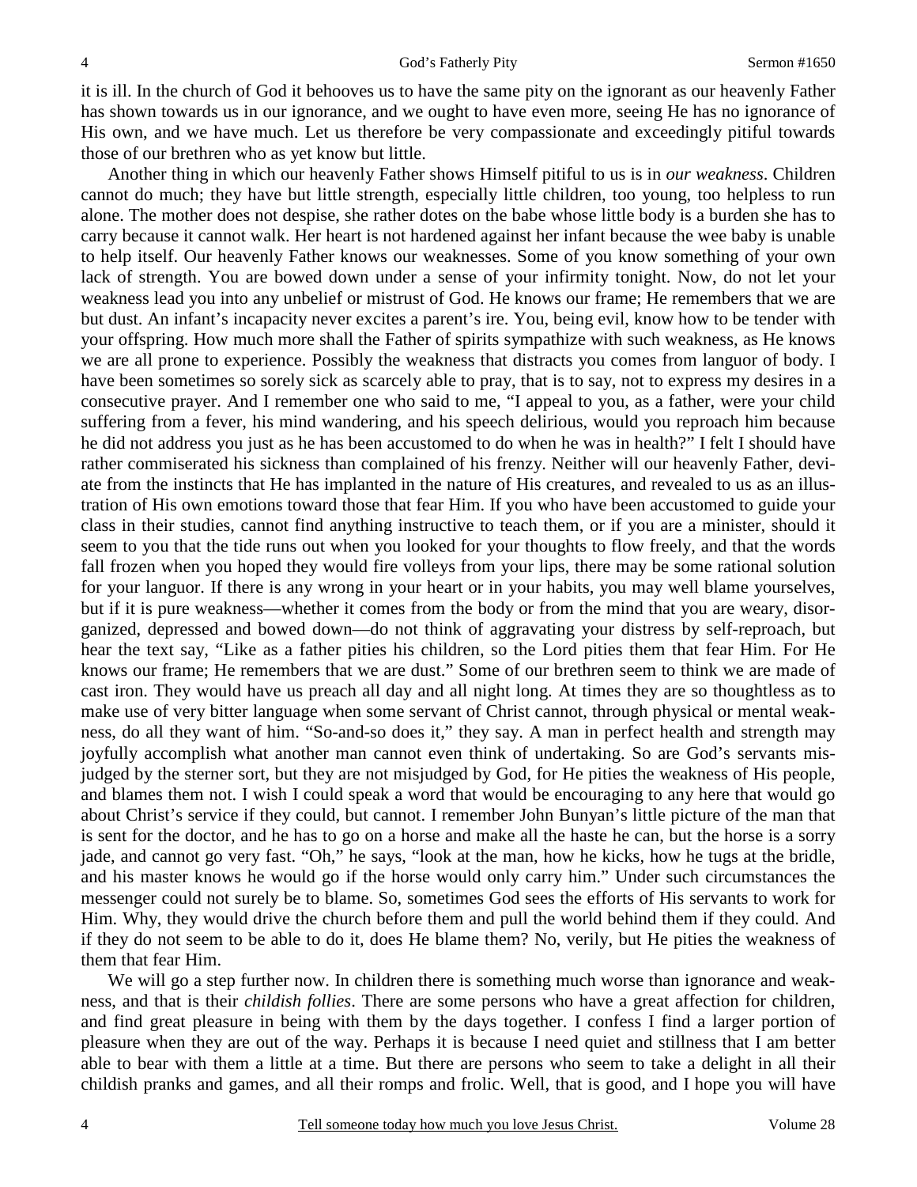it is ill. In the church of God it behooves us to have the same pity on the ignorant as our heavenly Father has shown towards us in our ignorance, and we ought to have even more, seeing He has no ignorance of His own, and we have much. Let us therefore be very compassionate and exceedingly pitiful towards those of our brethren who as yet know but little.

Another thing in which our heavenly Father shows Himself pitiful to us is in *our weakness*. Children cannot do much; they have but little strength, especially little children, too young, too helpless to run alone. The mother does not despise, she rather dotes on the babe whose little body is a burden she has to carry because it cannot walk. Her heart is not hardened against her infant because the wee baby is unable to help itself. Our heavenly Father knows our weaknesses. Some of you know something of your own lack of strength. You are bowed down under a sense of your infirmity tonight. Now, do not let your weakness lead you into any unbelief or mistrust of God. He knows our frame; He remembers that we are but dust. An infant's incapacity never excites a parent's ire. You, being evil, know how to be tender with your offspring. How much more shall the Father of spirits sympathize with such weakness, as He knows we are all prone to experience. Possibly the weakness that distracts you comes from languor of body. I have been sometimes so sorely sick as scarcely able to pray, that is to say, not to express my desires in a consecutive prayer. And I remember one who said to me, "I appeal to you, as a father, were your child suffering from a fever, his mind wandering, and his speech delirious, would you reproach him because he did not address you just as he has been accustomed to do when he was in health?" I felt I should have rather commiserated his sickness than complained of his frenzy. Neither will our heavenly Father, deviate from the instincts that He has implanted in the nature of His creatures, and revealed to us as an illustration of His own emotions toward those that fear Him. If you who have been accustomed to guide your class in their studies, cannot find anything instructive to teach them, or if you are a minister, should it seem to you that the tide runs out when you looked for your thoughts to flow freely, and that the words fall frozen when you hoped they would fire volleys from your lips, there may be some rational solution for your languor. If there is any wrong in your heart or in your habits, you may well blame yourselves, but if it is pure weakness—whether it comes from the body or from the mind that you are weary, disorganized, depressed and bowed down—do not think of aggravating your distress by self-reproach, but hear the text say, "Like as a father pities his children, so the Lord pities them that fear Him. For He knows our frame; He remembers that we are dust." Some of our brethren seem to think we are made of cast iron. They would have us preach all day and all night long. At times they are so thoughtless as to make use of very bitter language when some servant of Christ cannot, through physical or mental weakness, do all they want of him. "So-and-so does it," they say. A man in perfect health and strength may joyfully accomplish what another man cannot even think of undertaking. So are God's servants misjudged by the sterner sort, but they are not misjudged by God, for He pities the weakness of His people, and blames them not. I wish I could speak a word that would be encouraging to any here that would go about Christ's service if they could, but cannot. I remember John Bunyan's little picture of the man that is sent for the doctor, and he has to go on a horse and make all the haste he can, but the horse is a sorry jade, and cannot go very fast. "Oh," he says, "look at the man, how he kicks, how he tugs at the bridle, and his master knows he would go if the horse would only carry him." Under such circumstances the messenger could not surely be to blame. So, sometimes God sees the efforts of His servants to work for Him. Why, they would drive the church before them and pull the world behind them if they could. And if they do not seem to be able to do it, does He blame them? No, verily, but He pities the weakness of them that fear Him.

We will go a step further now. In children there is something much worse than ignorance and weakness, and that is their *childish follies*. There are some persons who have a great affection for children, and find great pleasure in being with them by the days together. I confess I find a larger portion of pleasure when they are out of the way. Perhaps it is because I need quiet and stillness that I am better able to bear with them a little at a time. But there are persons who seem to take a delight in all their childish pranks and games, and all their romps and frolic. Well, that is good, and I hope you will have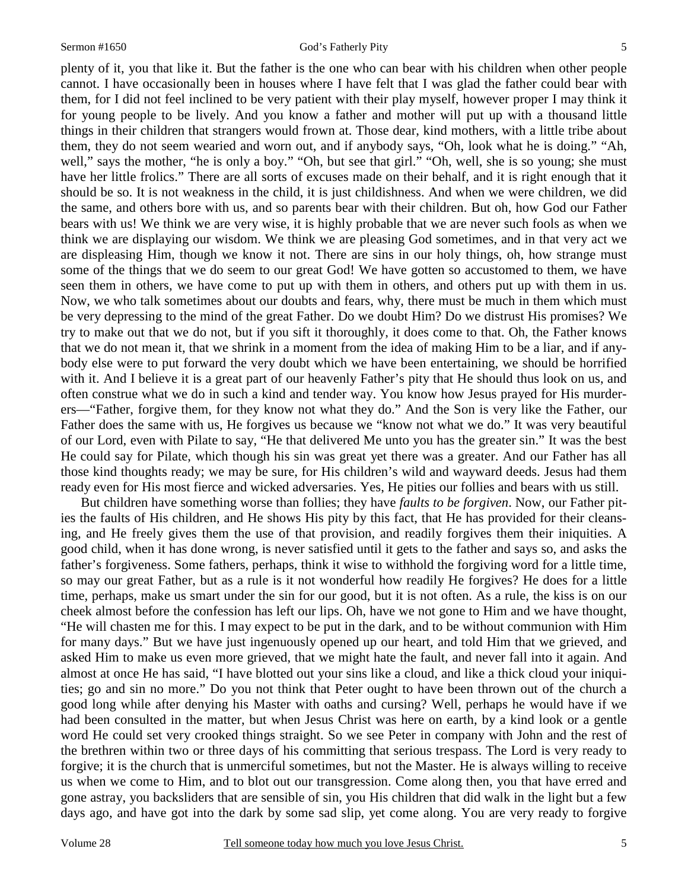plenty of it, you that like it. But the father is the one who can bear with his children when other people cannot. I have occasionally been in houses where I have felt that I was glad the father could bear with them, for I did not feel inclined to be very patient with their play myself, however proper I may think it for young people to be lively. And you know a father and mother will put up with a thousand little things in their children that strangers would frown at. Those dear, kind mothers, with a little tribe about them, they do not seem wearied and worn out, and if anybody says, "Oh, look what he is doing." "Ah, well," says the mother, "he is only a boy." "Oh, but see that girl." "Oh, well, she is so young; she must have her little frolics." There are all sorts of excuses made on their behalf, and it is right enough that it should be so. It is not weakness in the child, it is just childishness. And when we were children, we did the same, and others bore with us, and so parents bear with their children. But oh, how God our Father bears with us! We think we are very wise, it is highly probable that we are never such fools as when we think we are displaying our wisdom. We think we are pleasing God sometimes, and in that very act we are displeasing Him, though we know it not. There are sins in our holy things, oh, how strange must some of the things that we do seem to our great God! We have gotten so accustomed to them, we have seen them in others, we have come to put up with them in others, and others put up with them in us. Now, we who talk sometimes about our doubts and fears, why, there must be much in them which must be very depressing to the mind of the great Father. Do we doubt Him? Do we distrust His promises? We try to make out that we do not, but if you sift it thoroughly, it does come to that. Oh, the Father knows that we do not mean it, that we shrink in a moment from the idea of making Him to be a liar, and if anybody else were to put forward the very doubt which we have been entertaining, we should be horrified with it. And I believe it is a great part of our heavenly Father's pity that He should thus look on us, and often construe what we do in such a kind and tender way. You know how Jesus prayed for His murderers—"Father, forgive them, for they know not what they do." And the Son is very like the Father, our Father does the same with us, He forgives us because we "know not what we do." It was very beautiful of our Lord, even with Pilate to say, "He that delivered Me unto you has the greater sin." It was the best He could say for Pilate, which though his sin was great yet there was a greater. And our Father has all those kind thoughts ready; we may be sure, for His children's wild and wayward deeds. Jesus had them ready even for His most fierce and wicked adversaries. Yes, He pities our follies and bears with us still.

But children have something worse than follies; they have *faults to be forgiven*. Now, our Father pities the faults of His children, and He shows His pity by this fact, that He has provided for their cleansing, and He freely gives them the use of that provision, and readily forgives them their iniquities. A good child, when it has done wrong, is never satisfied until it gets to the father and says so, and asks the father's forgiveness. Some fathers, perhaps, think it wise to withhold the forgiving word for a little time, so may our great Father, but as a rule is it not wonderful how readily He forgives? He does for a little time, perhaps, make us smart under the sin for our good, but it is not often. As a rule, the kiss is on our cheek almost before the confession has left our lips. Oh, have we not gone to Him and we have thought, "He will chasten me for this. I may expect to be put in the dark, and to be without communion with Him for many days." But we have just ingenuously opened up our heart, and told Him that we grieved, and asked Him to make us even more grieved, that we might hate the fault, and never fall into it again. And almost at once He has said, "I have blotted out your sins like a cloud, and like a thick cloud your iniquities; go and sin no more." Do you not think that Peter ought to have been thrown out of the church a good long while after denying his Master with oaths and cursing? Well, perhaps he would have if we had been consulted in the matter, but when Jesus Christ was here on earth, by a kind look or a gentle word He could set very crooked things straight. So we see Peter in company with John and the rest of the brethren within two or three days of his committing that serious trespass. The Lord is very ready to forgive; it is the church that is unmerciful sometimes, but not the Master. He is always willing to receive us when we come to Him, and to blot out our transgression. Come along then, you that have erred and gone astray, you backsliders that are sensible of sin, you His children that did walk in the light but a few days ago, and have got into the dark by some sad slip, yet come along. You are very ready to forgive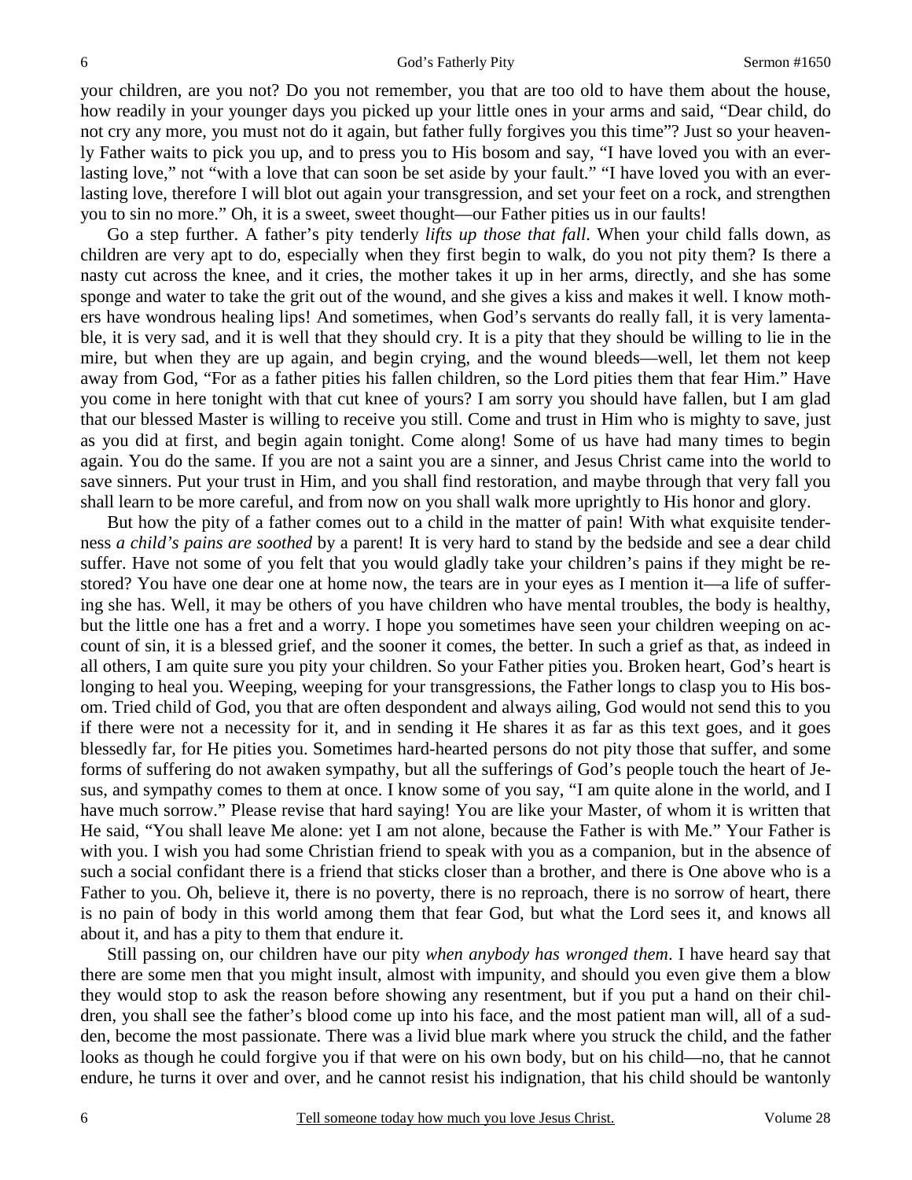your children, are you not? Do you not remember, you that are too old to have them about the house, how readily in your younger days you picked up your little ones in your arms and said, "Dear child, do not cry any more, you must not do it again, but father fully forgives you this time"? Just so your heavenly Father waits to pick you up, and to press you to His bosom and say, "I have loved you with an everlasting love," not "with a love that can soon be set aside by your fault." "I have loved you with an everlasting love, therefore I will blot out again your transgression, and set your feet on a rock, and strengthen you to sin no more." Oh, it is a sweet, sweet thought—our Father pities us in our faults!

Go a step further. A father's pity tenderly *lifts up those that fall*. When your child falls down, as children are very apt to do, especially when they first begin to walk, do you not pity them? Is there a nasty cut across the knee, and it cries, the mother takes it up in her arms, directly, and she has some sponge and water to take the grit out of the wound, and she gives a kiss and makes it well. I know mothers have wondrous healing lips! And sometimes, when God's servants do really fall, it is very lamentable, it is very sad, and it is well that they should cry. It is a pity that they should be willing to lie in the mire, but when they are up again, and begin crying, and the wound bleeds—well, let them not keep away from God, "For as a father pities his fallen children, so the Lord pities them that fear Him." Have you come in here tonight with that cut knee of yours? I am sorry you should have fallen, but I am glad that our blessed Master is willing to receive you still. Come and trust in Him who is mighty to save, just as you did at first, and begin again tonight. Come along! Some of us have had many times to begin again. You do the same. If you are not a saint you are a sinner, and Jesus Christ came into the world to save sinners. Put your trust in Him, and you shall find restoration, and maybe through that very fall you shall learn to be more careful, and from now on you shall walk more uprightly to His honor and glory.

But how the pity of a father comes out to a child in the matter of pain! With what exquisite tenderness *a child's pains are soothed* by a parent! It is very hard to stand by the bedside and see a dear child suffer. Have not some of you felt that you would gladly take your children's pains if they might be restored? You have one dear one at home now, the tears are in your eyes as I mention it—a life of suffering she has. Well, it may be others of you have children who have mental troubles, the body is healthy, but the little one has a fret and a worry. I hope you sometimes have seen your children weeping on account of sin, it is a blessed grief, and the sooner it comes, the better. In such a grief as that, as indeed in all others, I am quite sure you pity your children. So your Father pities you. Broken heart, God's heart is longing to heal you. Weeping, weeping for your transgressions, the Father longs to clasp you to His bosom. Tried child of God, you that are often despondent and always ailing, God would not send this to you if there were not a necessity for it, and in sending it He shares it as far as this text goes, and it goes blessedly far, for He pities you. Sometimes hard-hearted persons do not pity those that suffer, and some forms of suffering do not awaken sympathy, but all the sufferings of God's people touch the heart of Jesus, and sympathy comes to them at once. I know some of you say, "I am quite alone in the world, and I have much sorrow." Please revise that hard saying! You are like your Master, of whom it is written that He said, "You shall leave Me alone: yet I am not alone, because the Father is with Me." Your Father is with you. I wish you had some Christian friend to speak with you as a companion, but in the absence of such a social confidant there is a friend that sticks closer than a brother, and there is One above who is a Father to you. Oh, believe it, there is no poverty, there is no reproach, there is no sorrow of heart, there is no pain of body in this world among them that fear God, but what the Lord sees it, and knows all about it, and has a pity to them that endure it.

Still passing on, our children have our pity *when anybody has wronged them*. I have heard say that there are some men that you might insult, almost with impunity, and should you even give them a blow they would stop to ask the reason before showing any resentment, but if you put a hand on their children, you shall see the father's blood come up into his face, and the most patient man will, all of a sudden, become the most passionate. There was a livid blue mark where you struck the child, and the father looks as though he could forgive you if that were on his own body, but on his child—no, that he cannot endure, he turns it over and over, and he cannot resist his indignation, that his child should be wantonly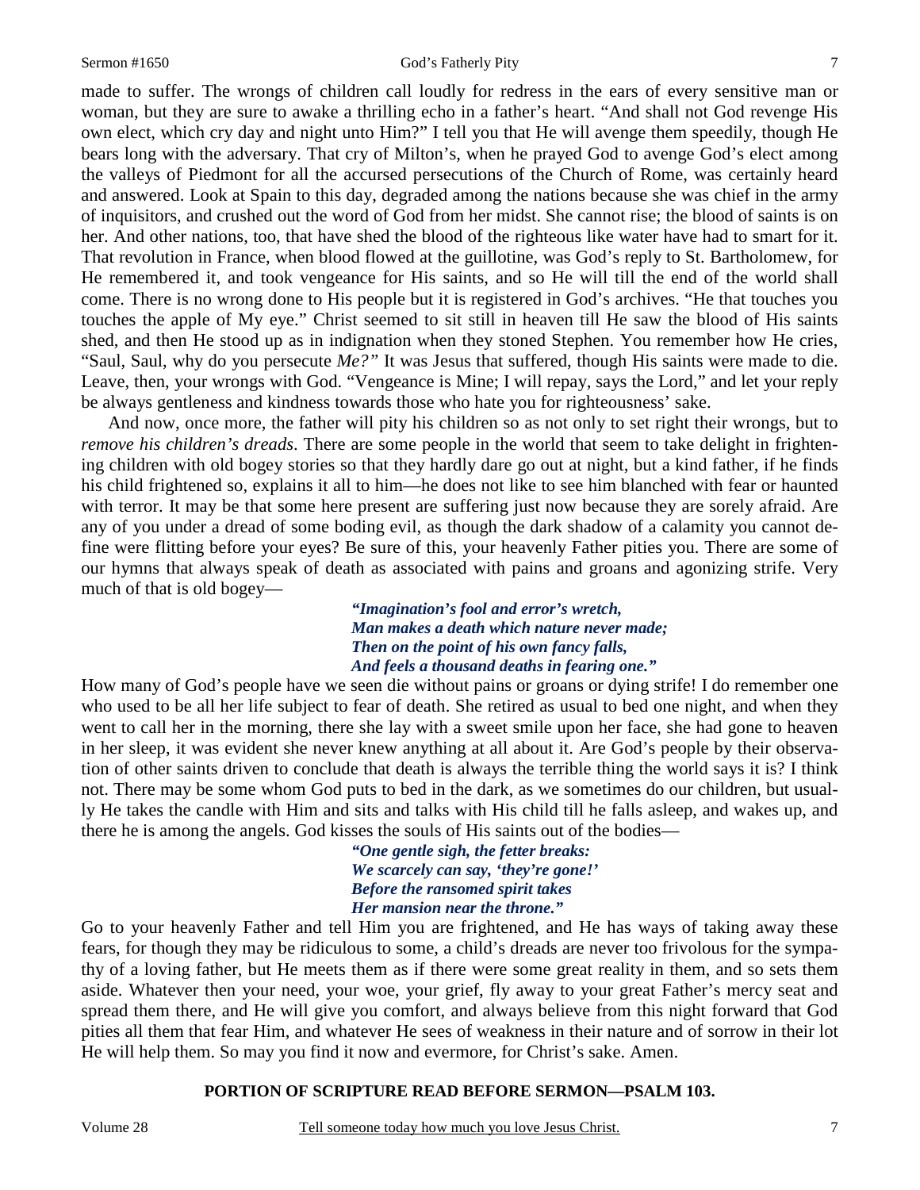made to suffer. The wrongs of children call loudly for redress in the ears of every sensitive man or woman, but they are sure to awake a thrilling echo in a father's heart. "And shall not God revenge His own elect, which cry day and night unto Him?" I tell you that He will avenge them speedily, though He bears long with the adversary. That cry of Milton's, when he prayed God to avenge God's elect among the valleys of Piedmont for all the accursed persecutions of the Church of Rome, was certainly heard and answered. Look at Spain to this day, degraded among the nations because she was chief in the army of inquisitors, and crushed out the word of God from her midst. She cannot rise; the blood of saints is on her. And other nations, too, that have shed the blood of the righteous like water have had to smart for it. That revolution in France, when blood flowed at the guillotine, was God's reply to St. Bartholomew, for He remembered it, and took vengeance for His saints, and so He will till the end of the world shall come. There is no wrong done to His people but it is registered in God's archives. "He that touches you touches the apple of My eye." Christ seemed to sit still in heaven till He saw the blood of His saints shed, and then He stood up as in indignation when they stoned Stephen. You remember how He cries, "Saul, Saul, why do you persecute *Me?"* It was Jesus that suffered, though His saints were made to die. Leave, then, your wrongs with God. "Vengeance is Mine; I will repay, says the Lord," and let your reply be always gentleness and kindness towards those who hate you for righteousness' sake.

And now, once more, the father will pity his children so as not only to set right their wrongs, but to *remove his children's dreads*. There are some people in the world that seem to take delight in frightening children with old bogey stories so that they hardly dare go out at night, but a kind father, if he finds his child frightened so, explains it all to him—he does not like to see him blanched with fear or haunted with terror. It may be that some here present are suffering just now because they are sorely afraid. Are any of you under a dread of some boding evil, as though the dark shadow of a calamity you cannot define were flitting before your eyes? Be sure of this, your heavenly Father pities you. There are some of our hymns that always speak of death as associated with pains and groans and agonizing strife. Very much of that is old bogey—

> ***"Imagination's fool and error's wretch,***
> ***Man makes a death which nature never made;***
> ***Then on the point of his own fancy falls,***
> ***And feels a thousand deaths in fearing one."***

How many of God's people have we seen die without pains or groans or dying strife! I do remember one who used to be all her life subject to fear of death. She retired as usual to bed one night, and when they went to call her in the morning, there she lay with a sweet smile upon her face, she had gone to heaven in her sleep, it was evident she never knew anything at all about it. Are God's people by their observation of other saints driven to conclude that death is always the terrible thing the world says it is? I think not. There may be some whom God puts to bed in the dark, as we sometimes do our children, but usually He takes the candle with Him and sits and talks with His child till he falls asleep, and wakes up, and there he is among the angels. God kisses the souls of His saints out of the bodies—

> ***"One gentle sigh, the fetter breaks:***
> ***We scarcely can say, 'they're gone!'***
> ***Before the ransomed spirit takes***
> ***Her mansion near the throne."***

Go to your heavenly Father and tell Him you are frightened, and He has ways of taking away these fears, for though they may be ridiculous to some, a child's dreads are never too frivolous for the sympathy of a loving father, but He meets them as if there were some great reality in them, and so sets them aside. Whatever then your need, your woe, your grief, fly away to your great Father's mercy seat and spread them there, and He will give you comfort, and always believe from this night forward that God pities all them that fear Him, and whatever He sees of weakness in their nature and of sorrow in their lot He will help them. So may you find it now and evermore, for Christ's sake. Amen.

**PORTION OF SCRIPTURE READ BEFORE SERMON—PSALM 103.**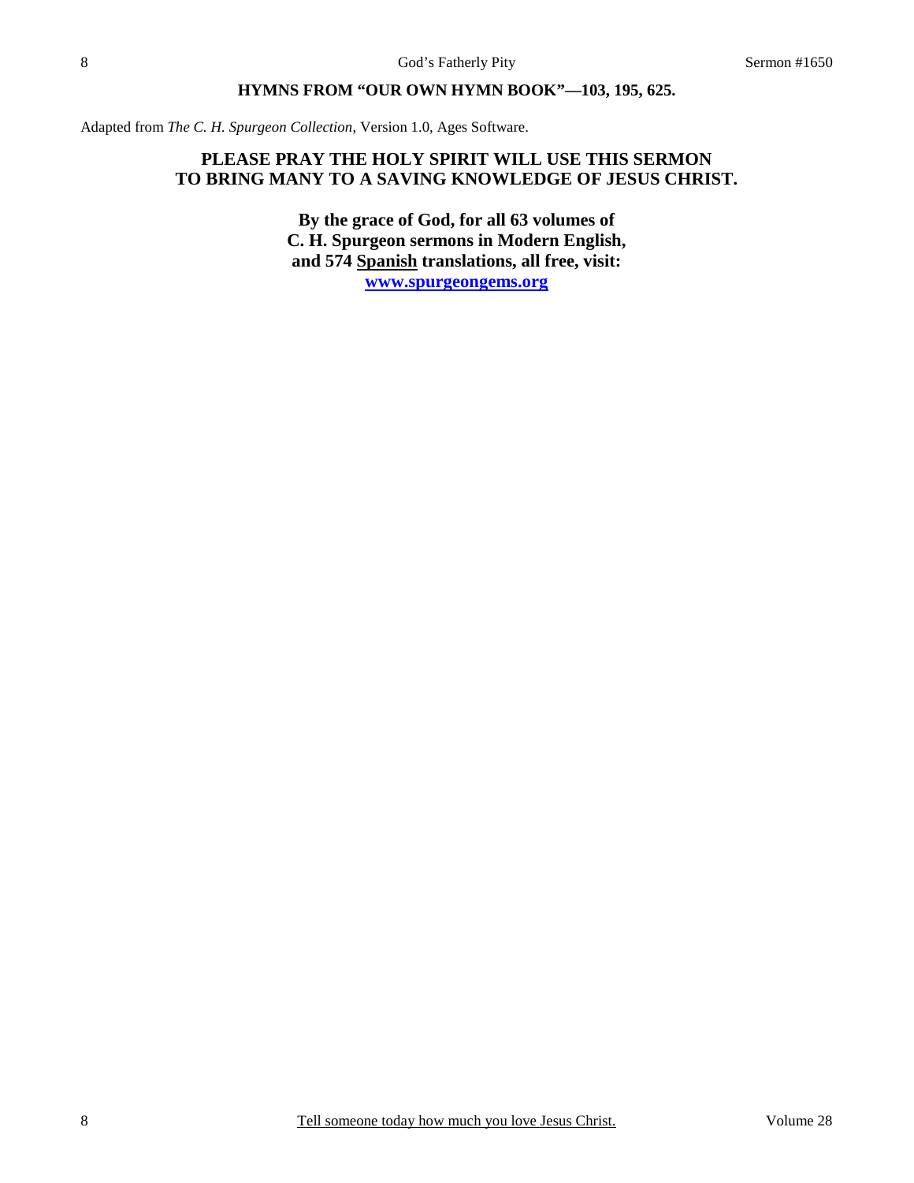**HYMNS FROM "OUR OWN HYMN BOOK"—103, 195, 625.**

Adapted from *The C. H. Spurgeon Collection*, Version 1.0, Ages Software.

## PLEASE PRAY THE HOLY SPIRIT WILL USE THIS SERMON TO BRING MANY TO A SAVING KNOWLEDGE OF JESUS CHRIST.

**By the grace of God, for all 63 volumes of C. H. Spurgeon sermons in Modern English, and 574 Spanish translations, all free, visit: www.spurgeongems.org**

Tell someone today how much you love Jesus Christ.